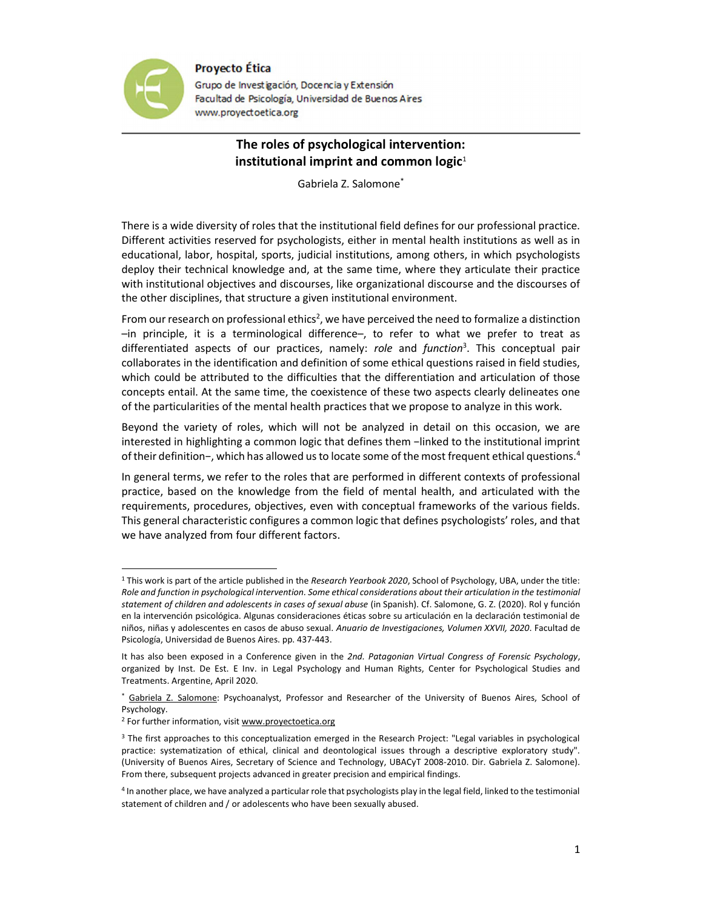Proyecto Ética
Grupo de Investigación, Docencia y Extensión
Facultad de Psicología, Universidad de Buenos Aires
www.proyectoetica.org

# The roles of psychological intervention: institutional imprint and common logic[1]

Gabriela Z. Salomone[*]

There is a wide diversity of roles that the institutional field defines for our professional practice. Different activities reserved for psychologists, either in mental health institutions as well as in educational, labor, hospital, sports, judicial institutions, among others, in which psychologists deploy their technical knowledge and, at the same time, where they articulate their practice with institutional objectives and discourses, like organizational discourse and the discourses of the other disciplines, that structure a given institutional environment.

From our research on professional ethics[2], we have perceived the need to formalize a distinction –in principle, it is a terminological difference–, to refer to what we prefer to treat as differentiated aspects of our practices, namely: *role* and *function*[3]. This conceptual pair collaborates in the identification and definition of some ethical questions raised in field studies, which could be attributed to the difficulties that the differentiation and articulation of those concepts entail. At the same time, the coexistence of these two aspects clearly delineates one of the particularities of the mental health practices that we propose to analyze in this work.

Beyond the variety of roles, which will not be analyzed in detail on this occasion, we are interested in highlighting a common logic that defines them −linked to the institutional imprint of their definition−, which has allowed us to locate some of the most frequent ethical questions.[4]

In general terms, we refer to the roles that are performed in different contexts of professional practice, based on the knowledge from the field of mental health, and articulated with the requirements, procedures, objectives, even with conceptual frameworks of the various fields. This general characteristic configures a common logic that defines psychologists' roles, and that we have analyzed from four different factors.

---

[1] This work is part of the article published in the *Research Yearbook 2020*, School of Psychology, UBA, under the title: *Role and function in psychological intervention. Some ethical considerations about their articulation in the testimonial statement of children and adolescents in cases of sexual abuse* (in Spanish). Cf. Salomone, G. Z. (2020). Rol y función en la intervención psicológica. Algunas consideraciones éticas sobre su articulación en la declaración testimonial de niños, niñas y adolescentes en casos de abuso sexual. *Anuario de Investigaciones, Volumen XXVII, 2020*. Facultad de Psicología, Universidad de Buenos Aires. pp. 437-443.

It has also been exposed in a Conference given in the *2nd. Patagonian Virtual Congress of Forensic Psychology*, organized by Inst. De Est. E Inv. in Legal Psychology and Human Rights, Center for Psychological Studies and Treatments. Argentine, April 2020.

[*] Gabriela Z. Salomone: Psychoanalyst, Professor and Researcher of the University of Buenos Aires, School of Psychology.

[2] For further information, visit www.proyectoetica.org

[3] The first approaches to this conceptualization emerged in the Research Project: "Legal variables in psychological practice: systematization of ethical, clinical and deontological issues through a descriptive exploratory study". (University of Buenos Aires, Secretary of Science and Technology, UBACyT 2008-2010. Dir. Gabriela Z. Salomone). From there, subsequent projects advanced in greater precision and empirical findings.

[4] In another place, we have analyzed a particular role that psychologists play in the legal field, linked to the testimonial statement of children and / or adolescents who have been sexually abused.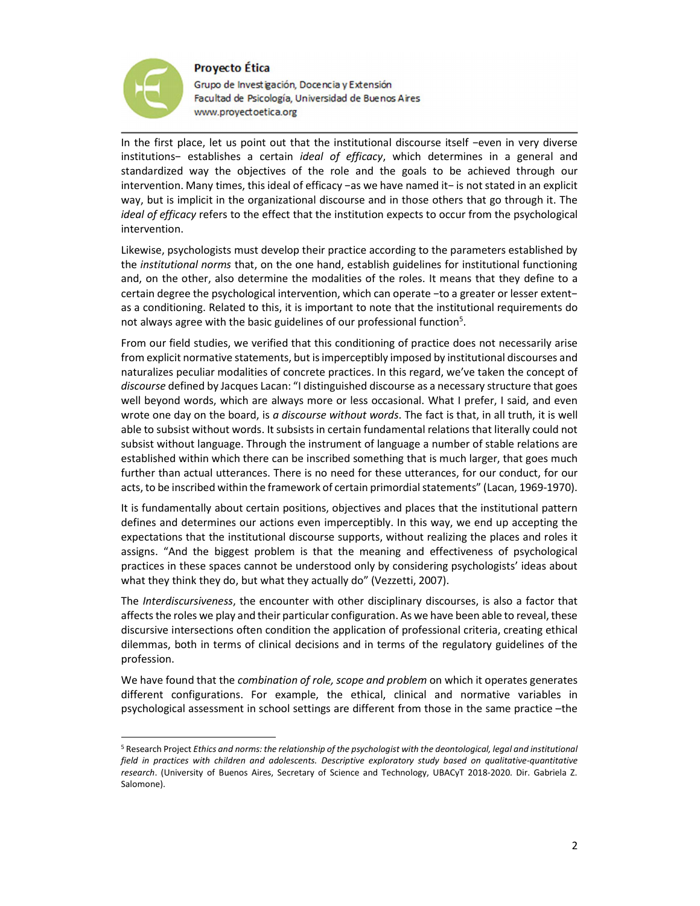In the first place, let us point out that the institutional discourse itself −even in very diverse institutions− establishes a certain *ideal of efficacy*, which determines in a general and standardized way the objectives of the role and the goals to be achieved through our intervention. Many times, this ideal of efficacy −as we have named it− is not stated in an explicit way, but is implicit in the organizational discourse and in those others that go through it. The *ideal of efficacy* refers to the effect that the institution expects to occur from the psychological intervention.

Likewise, psychologists must develop their practice according to the parameters established by the *institutional norms* that, on the one hand, establish guidelines for institutional functioning and, on the other, also determine the modalities of the roles. It means that they define to a certain degree the psychological intervention, which can operate −to a greater or lesser extent− as a conditioning. Related to this, it is important to note that the institutional requirements do not always agree with the basic guidelines of our professional function[5].

From our field studies, we verified that this conditioning of practice does not necessarily arise from explicit normative statements, but is imperceptibly imposed by institutional discourses and naturalizes peculiar modalities of concrete practices. In this regard, we've taken the concept of *discourse* defined by Jacques Lacan: "I distinguished discourse as a necessary structure that goes well beyond words, which are always more or less occasional. What I prefer, I said, and even wrote one day on the board, is *a discourse without words*. The fact is that, in all truth, it is well able to subsist without words. It subsists in certain fundamental relations that literally could not subsist without language. Through the instrument of language a number of stable relations are established within which there can be inscribed something that is much larger, that goes much further than actual utterances. There is no need for these utterances, for our conduct, for our acts, to be inscribed within the framework of certain primordial statements" (Lacan, 1969-1970).

It is fundamentally about certain positions, objectives and places that the institutional pattern defines and determines our actions even imperceptibly. In this way, we end up accepting the expectations that the institutional discourse supports, without realizing the places and roles it assigns. "And the biggest problem is that the meaning and effectiveness of psychological practices in these spaces cannot be understood only by considering psychologists' ideas about what they think they do, but what they actually do" (Vezzetti, 2007).

The *Interdiscursiveness*, the encounter with other disciplinary discourses, is also a factor that affects the roles we play and their particular configuration. As we have been able to reveal, these discursive intersections often condition the application of professional criteria, creating ethical dilemmas, both in terms of clinical decisions and in terms of the regulatory guidelines of the profession.

We have found that the *combination of role, scope and problem* on which it operates generates different configurations. For example, the ethical, clinical and normative variables in psychological assessment in school settings are different from those in the same practice –the

[5] Research Project *Ethics and norms: the relationship of the psychologist with the deontological, legal and institutional field in practices with children and adolescents. Descriptive exploratory study based on qualitative-quantitative research*. (University of Buenos Aires, Secretary of Science and Technology, UBACyT 2018-2020. Dir. Gabriela Z. Salomone).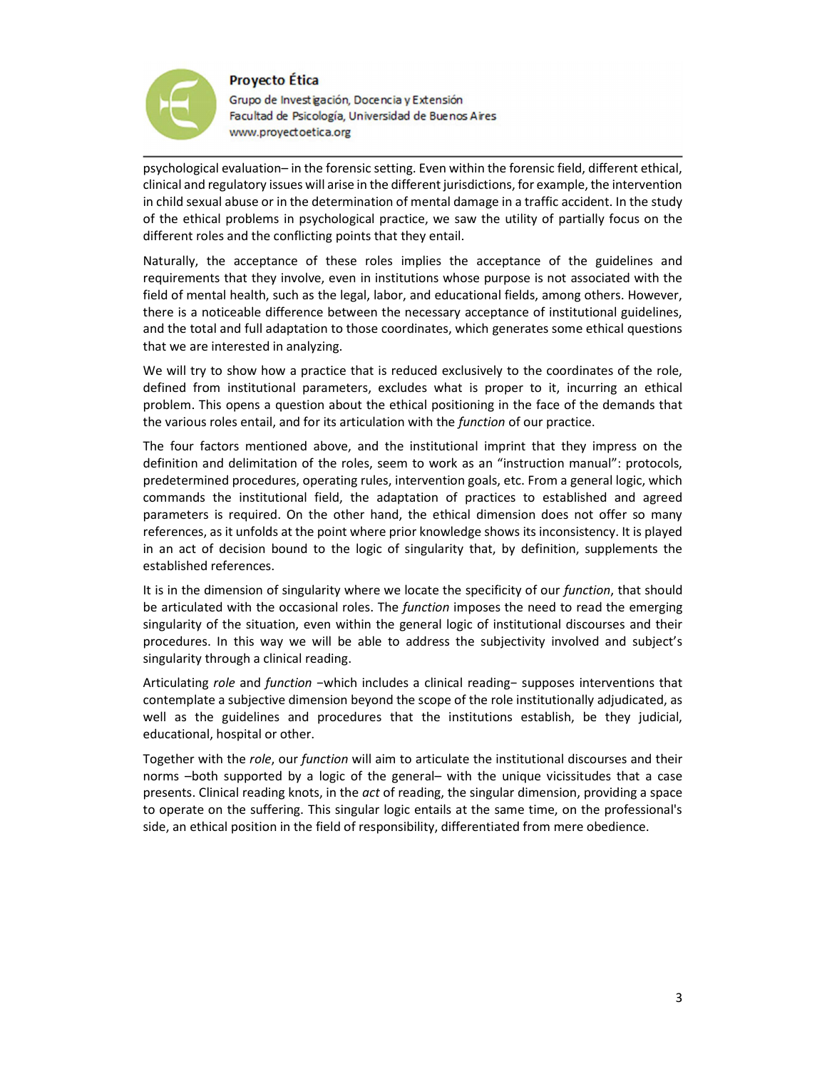psychological evaluation– in the forensic setting. Even within the forensic field, different ethical, clinical and regulatory issues will arise in the different jurisdictions, for example, the intervention in child sexual abuse or in the determination of mental damage in a traffic accident. In the study of the ethical problems in psychological practice, we saw the utility of partially focus on the different roles and the conflicting points that they entail.

Naturally, the acceptance of these roles implies the acceptance of the guidelines and requirements that they involve, even in institutions whose purpose is not associated with the field of mental health, such as the legal, labor, and educational fields, among others. However, there is a noticeable difference between the necessary acceptance of institutional guidelines, and the total and full adaptation to those coordinates, which generates some ethical questions that we are interested in analyzing.

We will try to show how a practice that is reduced exclusively to the coordinates of the role, defined from institutional parameters, excludes what is proper to it, incurring an ethical problem. This opens a question about the ethical positioning in the face of the demands that the various roles entail, and for its articulation with the *function* of our practice.

The four factors mentioned above, and the institutional imprint that they impress on the definition and delimitation of the roles, seem to work as an "instruction manual": protocols, predetermined procedures, operating rules, intervention goals, etc. From a general logic, which commands the institutional field, the adaptation of practices to established and agreed parameters is required. On the other hand, the ethical dimension does not offer so many references, as it unfolds at the point where prior knowledge shows its inconsistency. It is played in an act of decision bound to the logic of singularity that, by definition, supplements the established references.

It is in the dimension of singularity where we locate the specificity of our *function*, that should be articulated with the occasional roles. The *function* imposes the need to read the emerging singularity of the situation, even within the general logic of institutional discourses and their procedures. In this way we will be able to address the subjectivity involved and subject's singularity through a clinical reading.

Articulating *role* and *function* –which includes a clinical reading– supposes interventions that contemplate a subjective dimension beyond the scope of the role institutionally adjudicated, as well as the guidelines and procedures that the institutions establish, be they judicial, educational, hospital or other.

Together with the *role*, our *function* will aim to articulate the institutional discourses and their norms –both supported by a logic of the general– with the unique vicissitudes that a case presents. Clinical reading knots, in the *act* of reading, the singular dimension, providing a space to operate on the suffering. This singular logic entails at the same time, on the professional's side, an ethical position in the field of responsibility, differentiated from mere obedience.